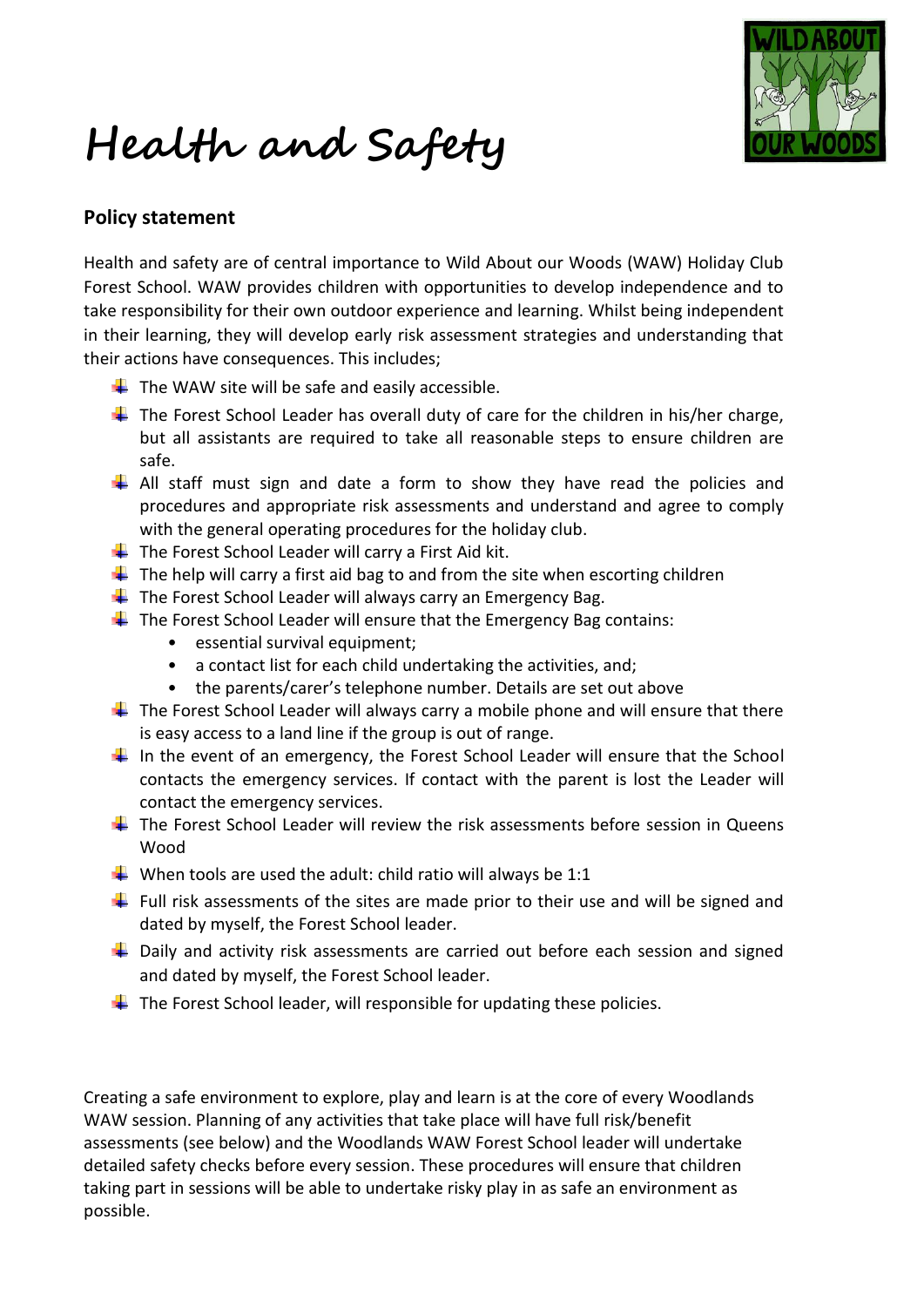# Health and Safety

## Policy statement

Health and safety are of central importance to Wild About our Woods (WAW) Holiday Club Forest School. WAW provides children with opportunities to develop independence and to take responsibility for their own outdoor experience and learning. Whilst being independent in their learning, they will develop early risk assessment strategies and understanding that their actions have consequences. This includes;

- The WAW site will be safe and easily accessible.
- The Forest School Leader has overall duty of care for the children in his/her charge, but all assistants are required to take all reasonable steps to ensure children are safe.
- All staff must sign and date a form to show they have read the policies and procedures and appropriate risk assessments and understand and agree to comply with the general operating procedures for the holiday club.
- The Forest School Leader will carry a First Aid kit.
- The help will carry a first aid bag to and from the site when escorting children
- The Forest School Leader will always carry an Emergency Bag.
- The Forest School Leader will ensure that the Emergency Bag contains:
  - essential survival equipment;
  - a contact list for each child undertaking the activities, and;
  - the parents/carer's telephone number. Details are set out above
- The Forest School Leader will always carry a mobile phone and will ensure that there is easy access to a land line if the group is out of range.
- In the event of an emergency, the Forest School Leader will ensure that the School contacts the emergency services. If contact with the parent is lost the Leader will contact the emergency services.
- The Forest School Leader will review the risk assessments before session in Queens Wood
- When tools are used the adult: child ratio will always be 1:1
- Full risk assessments of the sites are made prior to their use and will be signed and dated by myself, the Forest School leader.
- Daily and activity risk assessments are carried out before each session and signed and dated by myself, the Forest School leader.
- The Forest School leader, will responsible for updating these policies.

Creating a safe environment to explore, play and learn is at the core of every Woodlands WAW session. Planning of any activities that take place will have full risk/benefit assessments (see below) and the Woodlands WAW Forest School leader will undertake detailed safety checks before every session. These procedures will ensure that children taking part in sessions will be able to undertake risky play in as safe an environment as possible.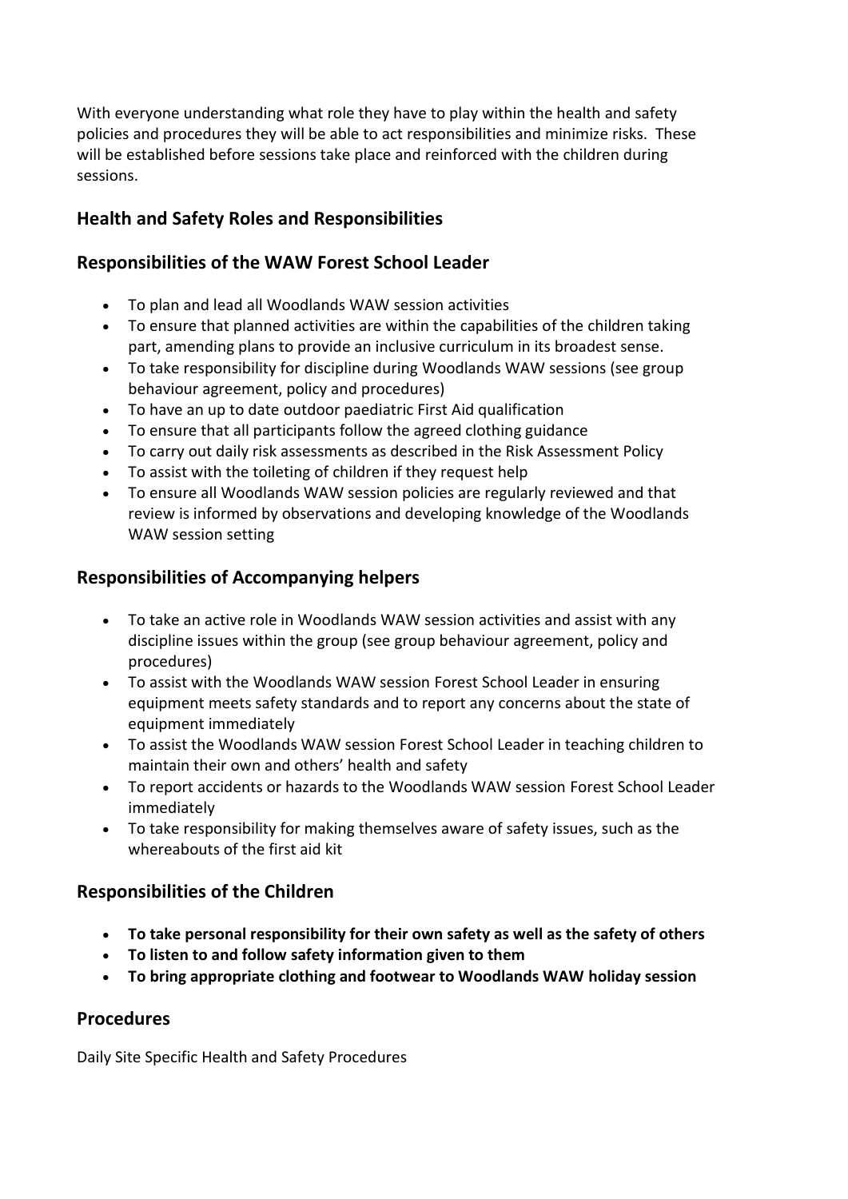With everyone understanding what role they have to play within the health and safety policies and procedures they will be able to act responsibilities and minimize risks. These will be established before sessions take place and reinforced with the children during sessions.

## Health and Safety Roles and Responsibilities

## Responsibilities of the WAW Forest School Leader

- To plan and lead all Woodlands WAW session activities
- To ensure that planned activities are within the capabilities of the children taking part, amending plans to provide an inclusive curriculum in its broadest sense.
- To take responsibility for discipline during Woodlands WAW sessions (see group behaviour agreement, policy and procedures)
- To have an up to date outdoor paediatric First Aid qualification
- To ensure that all participants follow the agreed clothing guidance
- To carry out daily risk assessments as described in the Risk Assessment Policy
- To assist with the toileting of children if they request help
- To ensure all Woodlands WAW session policies are regularly reviewed and that review is informed by observations and developing knowledge of the Woodlands WAW session setting

## Responsibilities of Accompanying helpers

- To take an active role in Woodlands WAW session activities and assist with any discipline issues within the group (see group behaviour agreement, policy and procedures)
- To assist with the Woodlands WAW session Forest School Leader in ensuring equipment meets safety standards and to report any concerns about the state of equipment immediately
- To assist the Woodlands WAW session Forest School Leader in teaching children to maintain their own and others' health and safety
- To report accidents or hazards to the Woodlands WAW session Forest School Leader immediately
- To take responsibility for making themselves aware of safety issues, such as the whereabouts of the first aid kit

## Responsibilities of the Children

- **To take personal responsibility for their own safety as well as the safety of others**
- **To listen to and follow safety information given to them**
- **To bring appropriate clothing and footwear to Woodlands WAW holiday session**

## Procedures

Daily Site Specific Health and Safety Procedures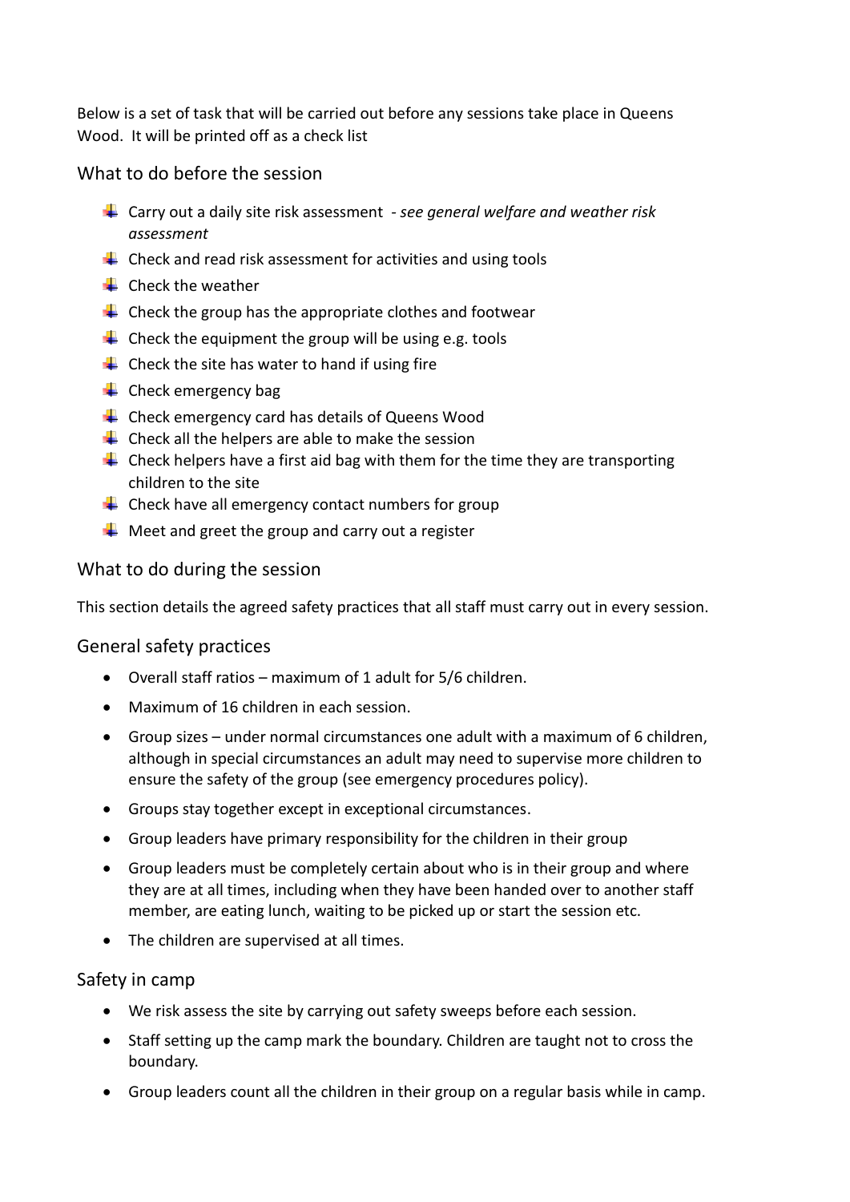Below is a set of task that will be carried out before any sessions take place in Queens Wood. It will be printed off as a check list

## What to do before the session

- Carry out a daily site risk assessment - *see general welfare and weather risk assessment*
- Check and read risk assessment for activities and using tools
- Check the weather
- Check the group has the appropriate clothes and footwear
- Check the equipment the group will be using e.g. tools
- Check the site has water to hand if using fire
- Check emergency bag
- Check emergency card has details of Queens Wood
- Check all the helpers are able to make the session
- Check helpers have a first aid bag with them for the time they are transporting children to the site
- Check have all emergency contact numbers for group
- Meet and greet the group and carry out a register

## What to do during the session

This section details the agreed safety practices that all staff must carry out in every session.

### General safety practices

- Overall staff ratios – maximum of 1 adult for 5/6 children.
- Maximum of 16 children in each session.
- Group sizes – under normal circumstances one adult with a maximum of 6 children, although in special circumstances an adult may need to supervise more children to ensure the safety of the group (see emergency procedures policy).
- Groups stay together except in exceptional circumstances.
- Group leaders have primary responsibility for the children in their group
- Group leaders must be completely certain about who is in their group and where they are at all times, including when they have been handed over to another staff member, are eating lunch, waiting to be picked up or start the session etc.
- The children are supervised at all times.

### Safety in camp

- We risk assess the site by carrying out safety sweeps before each session.
- Staff setting up the camp mark the boundary. Children are taught not to cross the boundary.
- Group leaders count all the children in their group on a regular basis while in camp.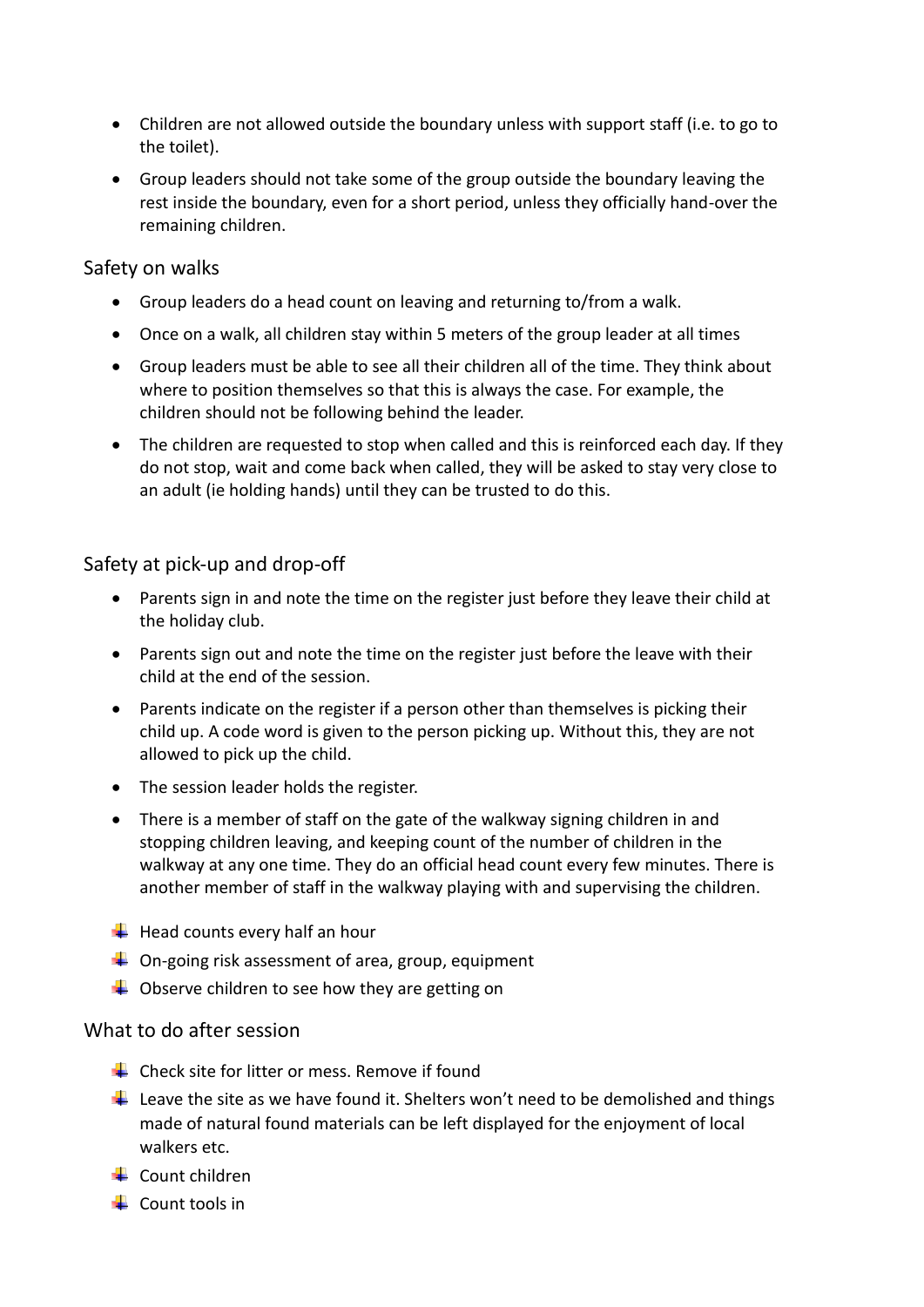- Children are not allowed outside the boundary unless with support staff (i.e. to go to the toilet).
- Group leaders should not take some of the group outside the boundary leaving the rest inside the boundary, even for a short period, unless they officially hand-over the remaining children.

## Safety on walks

- Group leaders do a head count on leaving and returning to/from a walk.
- Once on a walk, all children stay within 5 meters of the group leader at all times
- Group leaders must be able to see all their children all of the time. They think about where to position themselves so that this is always the case. For example, the children should not be following behind the leader.
- The children are requested to stop when called and this is reinforced each day. If they do not stop, wait and come back when called, they will be asked to stay very close to an adult (ie holding hands) until they can be trusted to do this.

## Safety at pick-up and drop-off

- Parents sign in and note the time on the register just before they leave their child at the holiday club.
- Parents sign out and note the time on the register just before the leave with their child at the end of the session.
- Parents indicate on the register if a person other than themselves is picking their child up. A code word is given to the person picking up. Without this, they are not allowed to pick up the child.
- The session leader holds the register.
- There is a member of staff on the gate of the walkway signing children in and stopping children leaving, and keeping count of the number of children in the walkway at any one time. They do an official head count every few minutes. There is another member of staff in the walkway playing with and supervising the children.

- Head counts every half an hour
- On-going risk assessment of area, group, equipment
- Observe children to see how they are getting on

## What to do after session

- Check site for litter or mess. Remove if found
- Leave the site as we have found it. Shelters won't need to be demolished and things made of natural found materials can be left displayed for the enjoyment of local walkers etc.
- Count children
- Count tools in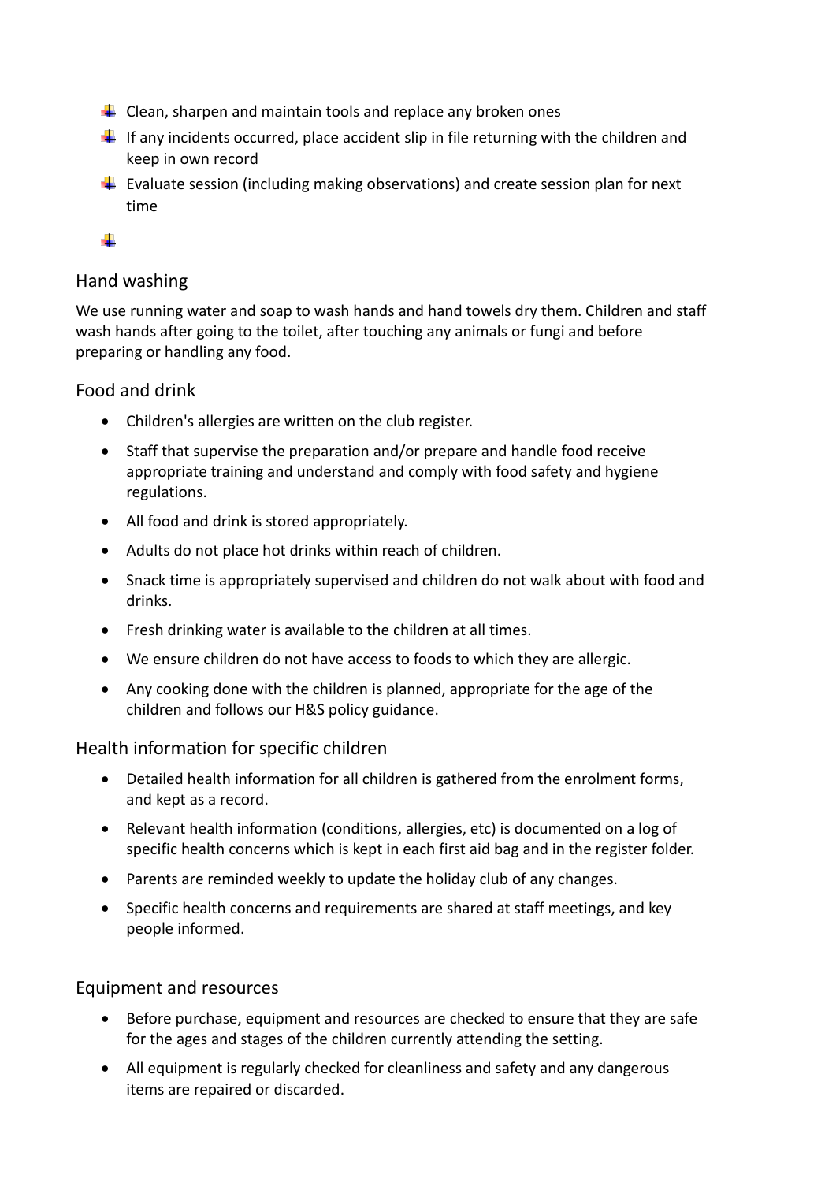- Clean, sharpen and maintain tools and replace any broken ones
- If any incidents occurred, place accident slip in file returning with the children and keep in own record
- Evaluate session (including making observations) and create session plan for next time
- 

## Hand washing

We use running water and soap to wash hands and hand towels dry them. Children and staff wash hands after going to the toilet, after touching any animals or fungi and before preparing or handling any food.

## Food and drink

- Children's allergies are written on the club register.
- Staff that supervise the preparation and/or prepare and handle food receive appropriate training and understand and comply with food safety and hygiene regulations.
- All food and drink is stored appropriately.
- Adults do not place hot drinks within reach of children.
- Snack time is appropriately supervised and children do not walk about with food and drinks.
- Fresh drinking water is available to the children at all times.
- We ensure children do not have access to foods to which they are allergic.
- Any cooking done with the children is planned, appropriate for the age of the children and follows our H&S policy guidance.

## Health information for specific children

- Detailed health information for all children is gathered from the enrolment forms, and kept as a record.
- Relevant health information (conditions, allergies, etc) is documented on a log of specific health concerns which is kept in each first aid bag and in the register folder.
- Parents are reminded weekly to update the holiday club of any changes.
- Specific health concerns and requirements are shared at staff meetings, and key people informed.

## Equipment and resources

- Before purchase, equipment and resources are checked to ensure that they are safe for the ages and stages of the children currently attending the setting.
- All equipment is regularly checked for cleanliness and safety and any dangerous items are repaired or discarded.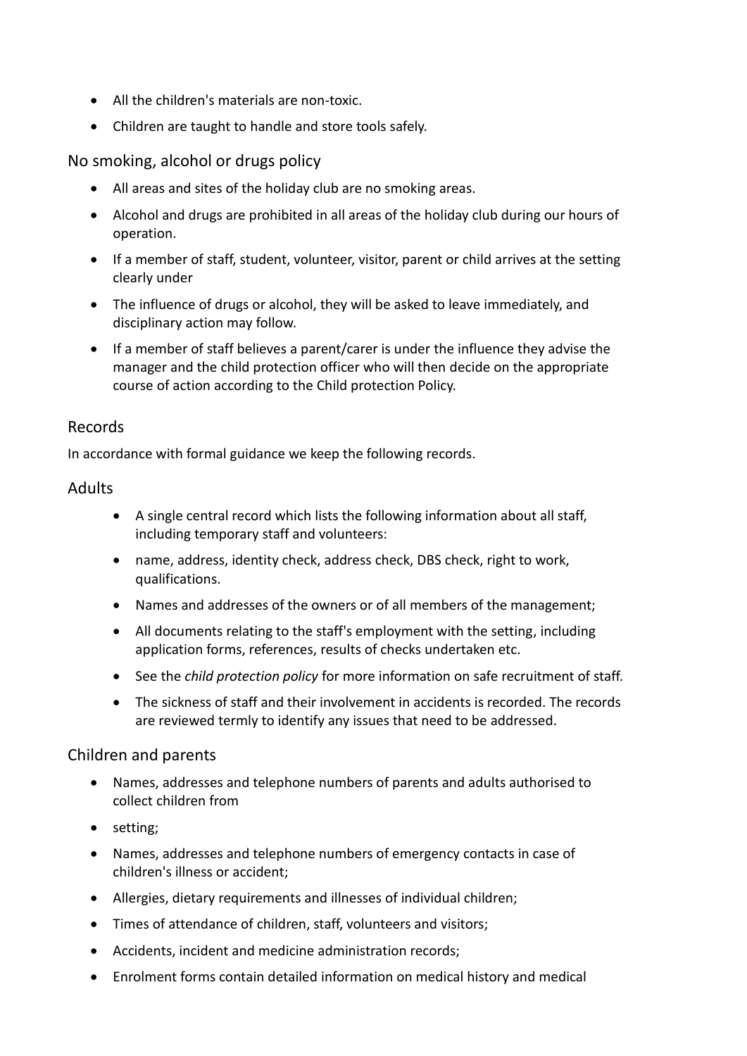- All the children's materials are non-toxic.
- Children are taught to handle and store tools safely.

## No smoking, alcohol or drugs policy

- All areas and sites of the holiday club are no smoking areas.
- Alcohol and drugs are prohibited in all areas of the holiday club during our hours of operation.
- If a member of staff, student, volunteer, visitor, parent or child arrives at the setting clearly under
- The influence of drugs or alcohol, they will be asked to leave immediately, and disciplinary action may follow.
- If a member of staff believes a parent/carer is under the influence they advise the manager and the child protection officer who will then decide on the appropriate course of action according to the Child protection Policy.

## Records

In accordance with formal guidance we keep the following records.

## Adults

- A single central record which lists the following information about all staff, including temporary staff and volunteers:
- name, address, identity check, address check, DBS check, right to work, qualifications.
- Names and addresses of the owners or of all members of the management;
- All documents relating to the staff's employment with the setting, including application forms, references, results of checks undertaken etc.
- See the *child protection policy* for more information on safe recruitment of staff.
- The sickness of staff and their involvement in accidents is recorded. The records are reviewed termly to identify any issues that need to be addressed.

## Children and parents

- Names, addresses and telephone numbers of parents and adults authorised to collect children from
- setting;
- Names, addresses and telephone numbers of emergency contacts in case of children's illness or accident;
- Allergies, dietary requirements and illnesses of individual children;
- Times of attendance of children, staff, volunteers and visitors;
- Accidents, incident and medicine administration records;
- Enrolment forms contain detailed information on medical history and medical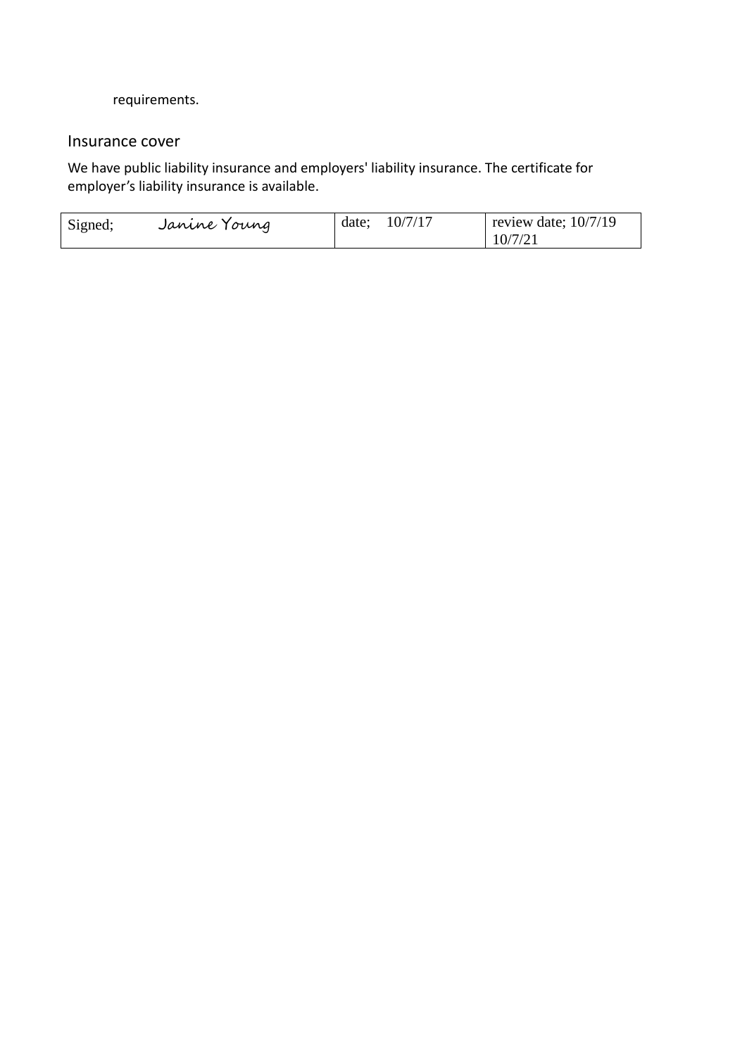requirements.

## Insurance cover

We have public liability insurance and employers' liability insurance. The certificate for employer's liability insurance is available.

| | | |
|---|---|---|
| Signed; Janine Young | date; 10/7/17 | review date; 10/7/19 10/7/21 |